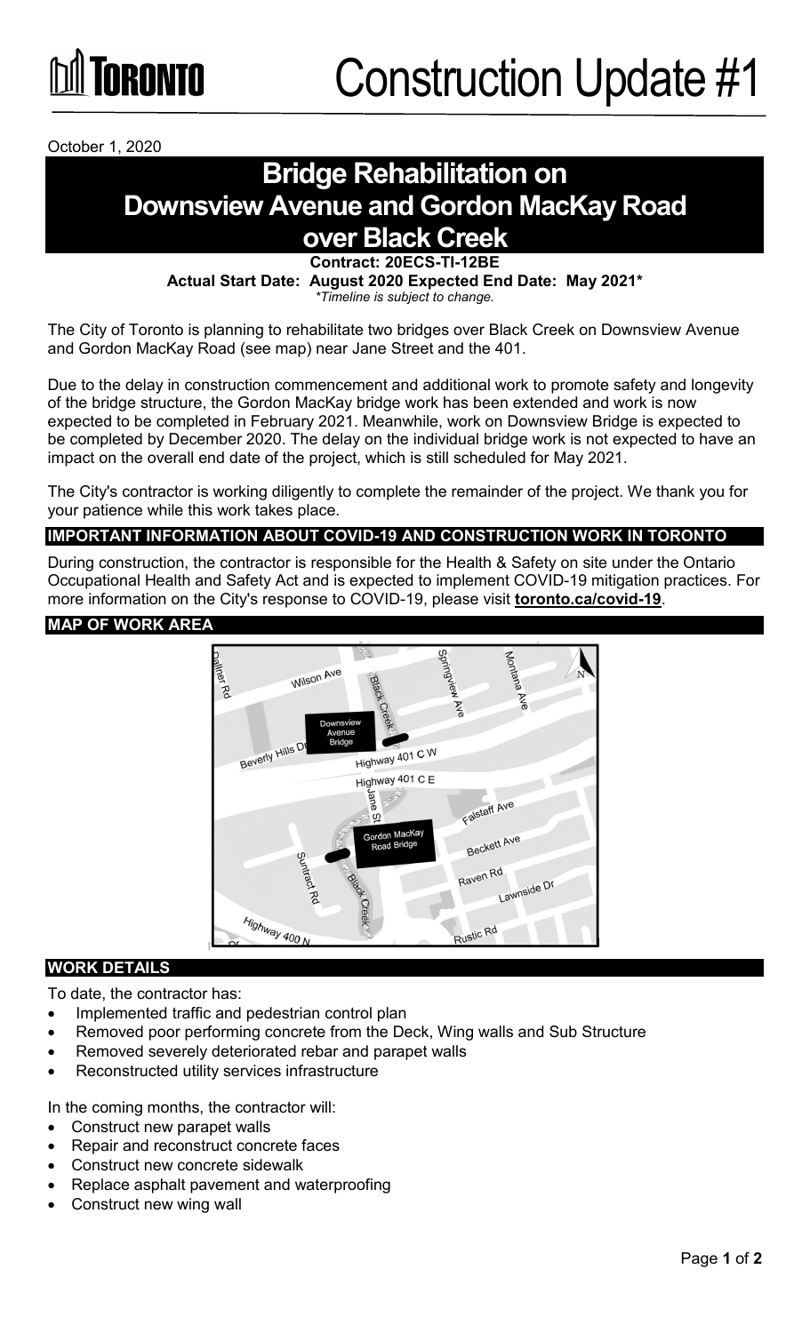# Construction Update #1

October 1, 2020

## Bridge Rehabilitation on Downsview Avenue and Gordon MacKay Road over Black Creek

**Contract: 20ECS-TI-12BE**

**Actual Start Date: August 2020 Expected End Date: May 2021\***

*\*Timeline is subject to change.*

The City of Toronto is planning to rehabilitate two bridges over Black Creek on Downsview Avenue and Gordon MacKay Road (see map) near Jane Street and the 401.

Due to the delay in construction commencement and additional work to promote safety and longevity of the bridge structure, the Gordon MacKay bridge work has been extended and work is now expected to be completed in February 2021. Meanwhile, work on Downsview Bridge is expected to be completed by December 2020. The delay on the individual bridge work is not expected to have an impact on the overall end date of the project, which is still scheduled for May 2021.

The City's contractor is working diligently to complete the remainder of the project. We thank you for your patience while this work takes place.

### IMPORTANT INFORMATION ABOUT COVID-19 AND CONSTRUCTION WORK IN TORONTO

During construction, the contractor is responsible for the Health & Safety on site under the Ontario Occupational Health and Safety Act and is expected to implement COVID-19 mitigation practices. For more information on the City's response to COVID-19, please visit **toronto.ca/covid-19**.

### MAP OF WORK AREA

### WORK DETAILS

To date, the contractor has:

- Implemented traffic and pedestrian control plan
- Removed poor performing concrete from the Deck, Wing walls and Sub Structure
- Removed severely deteriorated rebar and parapet walls
- Reconstructed utility services infrastructure

In the coming months, the contractor will:

- Construct new parapet walls
- Repair and reconstruct concrete faces
- Construct new concrete sidewalk
- Replace asphalt pavement and waterproofing
- Construct new wing wall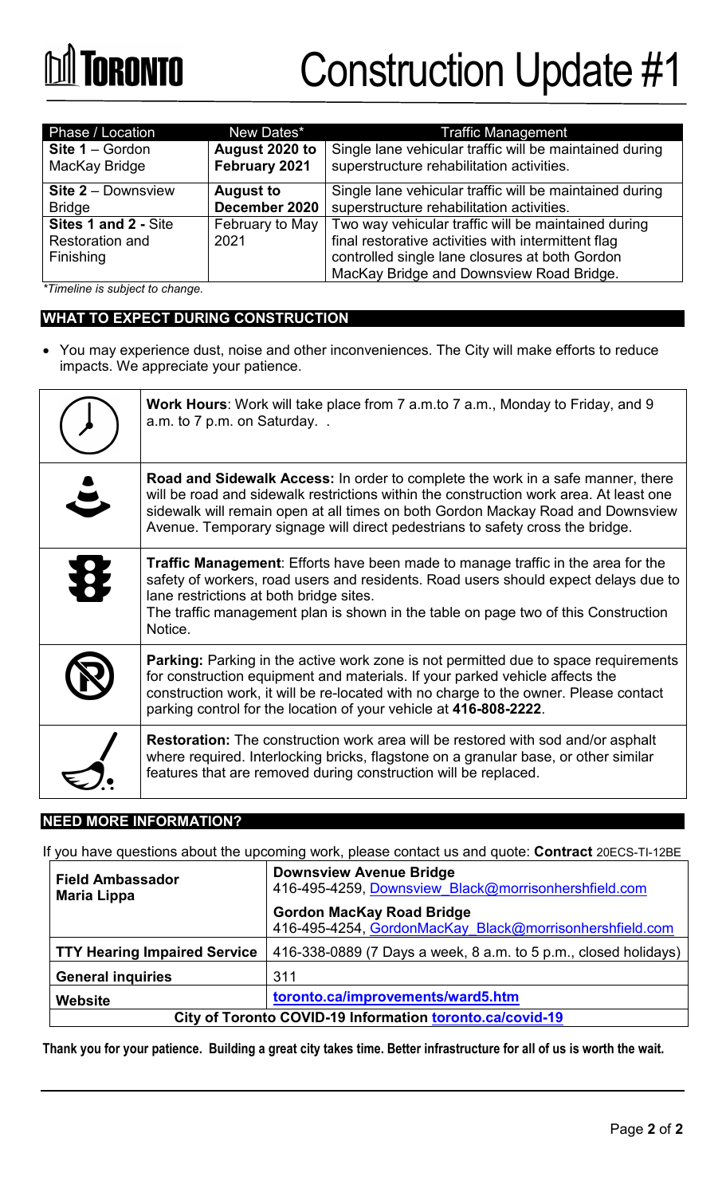# TORONTO Construction Update #1

| Phase / Location | New Dates* | Traffic Management |
| --- | --- | --- |
| **Site 1** – Gordon MacKay Bridge | **August 2020 to February 2021** | Single lane vehicular traffic will be maintained during superstructure rehabilitation activities. |
| **Site 2** – Downsview Bridge | **August to December 2020** | Single lane vehicular traffic will be maintained during superstructure rehabilitation activities. |
| **Sites 1 and 2 -** Site Restoration and Finishing | February to May 2021 | Two way vehicular traffic will be maintained during final restorative activities with intermittent flag controlled single lane closures at both Gordon MacKay Bridge and Downsview Road Bridge. |

*\*Timeline is subject to change.*

## WHAT TO EXPECT DURING CONSTRUCTION

- You may experience dust, noise and other inconveniences. The City will make efforts to reduce impacts. We appreciate your patience.

**Work Hours**: Work will take place from 7 a.m.to 7 a.m., Monday to Friday, and 9 a.m. to 7 p.m. on Saturday. .

**Road and Sidewalk Access:** In order to complete the work in a safe manner, there will be road and sidewalk restrictions within the construction work area. At least one sidewalk will remain open at all times on both Gordon Mackay Road and Downsview Avenue. Temporary signage will direct pedestrians to safety cross the bridge.

**Traffic Management**: Efforts have been made to manage traffic in the area for the safety of workers, road users and residents. Road users should expect delays due to lane restrictions at both bridge sites.
The traffic management plan is shown in the table on page two of this Construction Notice.

**Parking:** Parking in the active work zone is not permitted due to space requirements for construction equipment and materials. If your parked vehicle affects the construction work, it will be re-located with no charge to the owner. Please contact parking control for the location of your vehicle at **416-808-2222**.

**Restoration:** The construction work area will be restored with sod and/or asphalt where required. Interlocking bricks, flagstone on a granular base, or other similar features that are removed during construction will be replaced.

## NEED MORE INFORMATION?

If you have questions about the upcoming work, please contact us and quote: **Contract** 20ECS-TI-12BE

| | |
| --- | --- |
| **Field Ambassador Maria Lippa** | **Downsview Avenue Bridge** 416-495-4259, Downsview_Black@morrisonhershfield.com<br>**Gordon MacKay Road Bridge** 416-495-4254, GordonMacKay_Black@morrisonhershfield.com |
| **TTY Hearing Impaired Service** | 416-338-0889 (7 Days a week, 8 a.m. to 5 p.m., closed holidays) |
| **General inquiries** | 311 |
| **Website** | **toronto.ca/improvements/ward5.htm** |
| **City of Toronto COVID-19 Information toronto.ca/covid-19** | |

**Thank you for your patience. Building a great city takes time. Better infrastructure for all of us is worth the wait.**